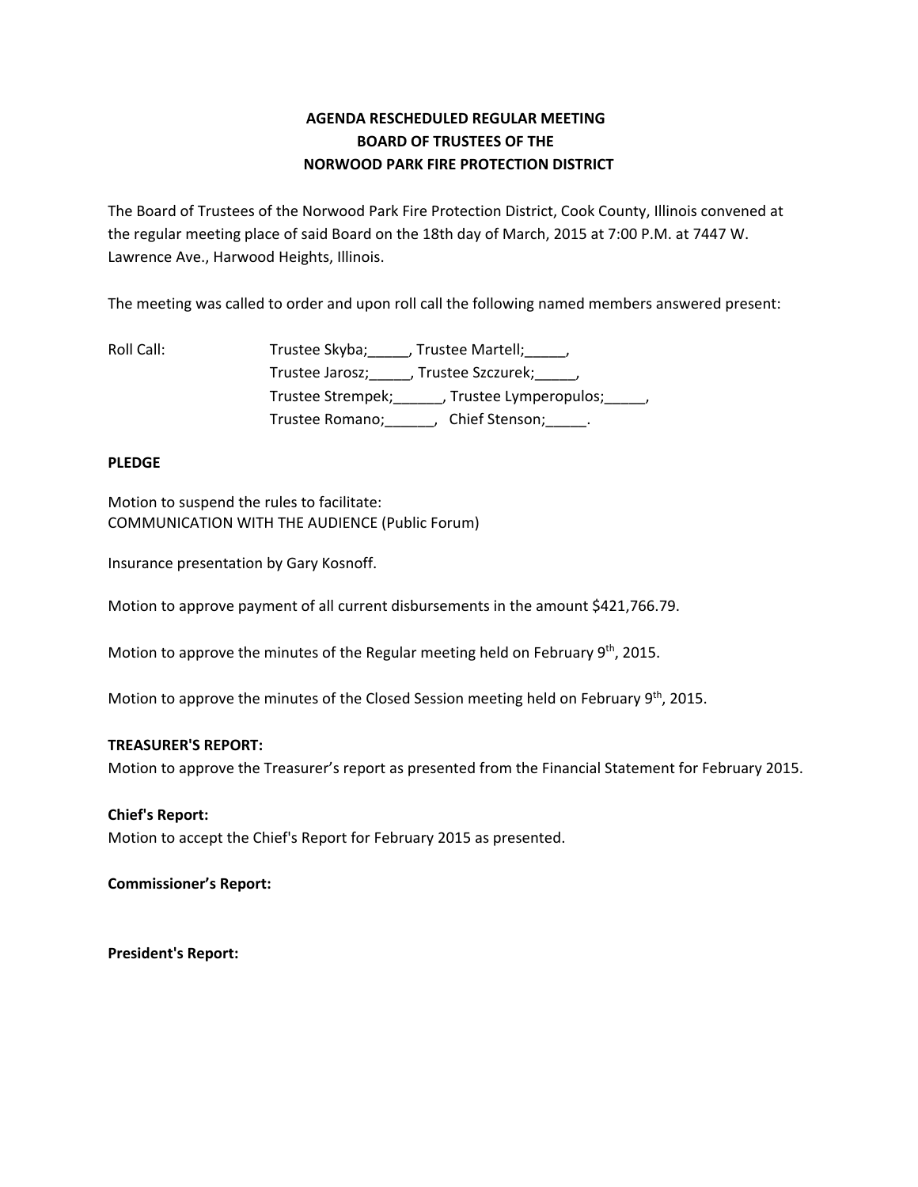# AGENDA RESCHEDULED REGULAR MEETING
# BOARD OF TRUSTEES OF THE
# NORWOOD PARK FIRE PROTECTION DISTRICT

The Board of Trustees of the Norwood Park Fire Protection District, Cook County, Illinois convened at the regular meeting place of said Board on the 18th day of March, 2015 at 7:00 P.M. at 7447 W. Lawrence Ave., Harwood Heights, Illinois.

The meeting was called to order and upon roll call the following named members answered present:

Roll Call: Trustee Skyba;_____, Trustee Martell;_____,
Trustee Jarosz;_____, Trustee Szczurek;_____,
Trustee Strempek;______, Trustee Lymperopulos;_____,
Trustee Romano;______, Chief Stenson;_____.

**PLEDGE**

Motion to suspend the rules to facilitate:
COMMUNICATION WITH THE AUDIENCE (Public Forum)

Insurance presentation by Gary Kosnoff.

Motion to approve payment of all current disbursements in the amount $421,766.79.

Motion to approve the minutes of the Regular meeting held on February 9th, 2015.

Motion to approve the minutes of the Closed Session meeting held on February 9th, 2015.

**TREASURER'S REPORT:**
Motion to approve the Treasurer's report as presented from the Financial Statement for February 2015.

**Chief's Report:**
Motion to accept the Chief's Report for February 2015 as presented.

**Commissioner's Report:**

**President's Report:**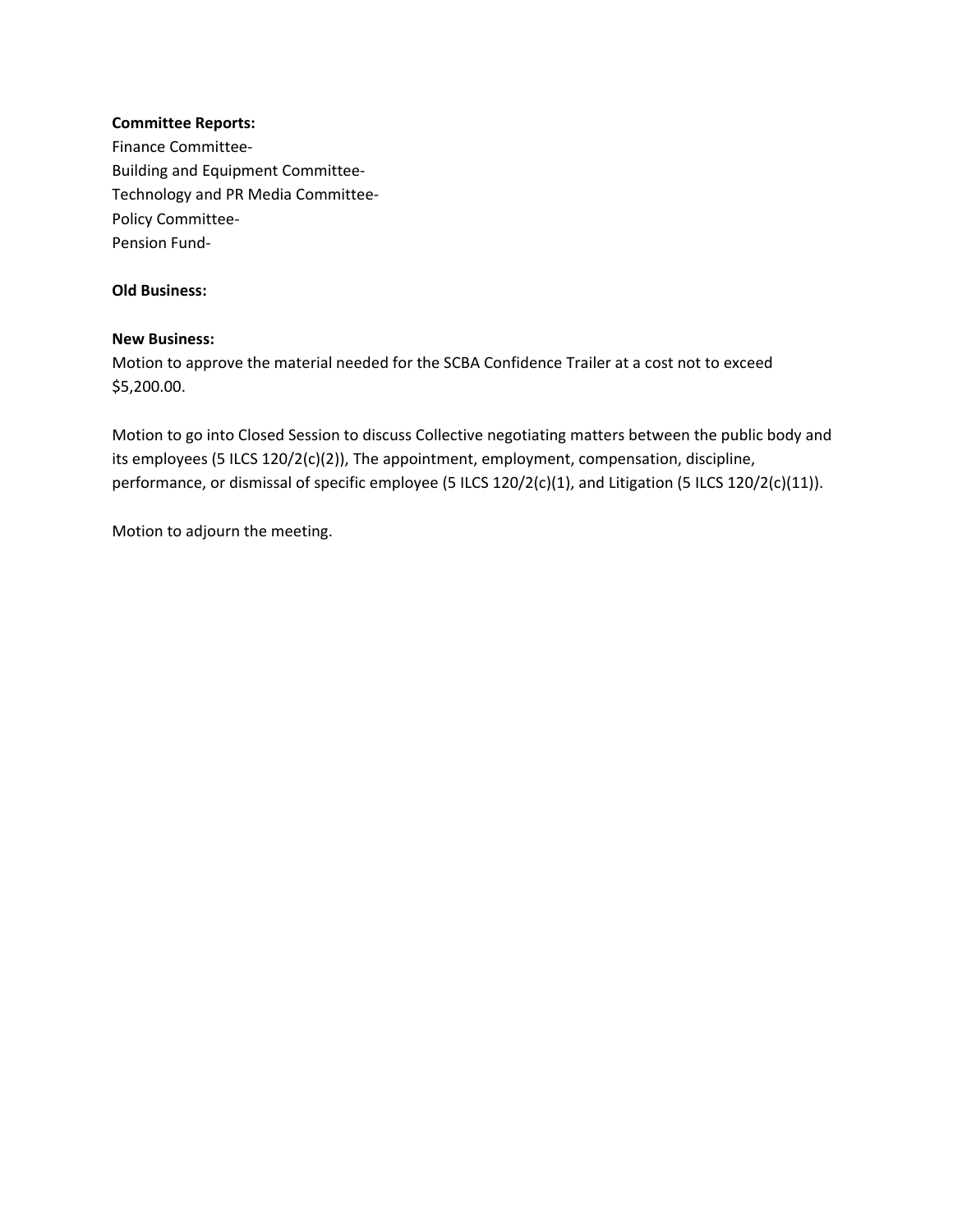**Committee Reports:**
Finance Committee-
Building and Equipment Committee-
Technology and PR Media Committee-
Policy Committee-
Pension Fund-

**Old Business:**

**New Business:**
Motion to approve the material needed for the SCBA Confidence Trailer at a cost not to exceed $5,200.00.

Motion to go into Closed Session to discuss Collective negotiating matters between the public body and its employees (5 ILCS 120/2(c)(2)), The appointment, employment, compensation, discipline, performance, or dismissal of specific employee (5 ILCS 120/2(c)(1), and Litigation (5 ILCS 120/2(c)(11)).

Motion to adjourn the meeting.